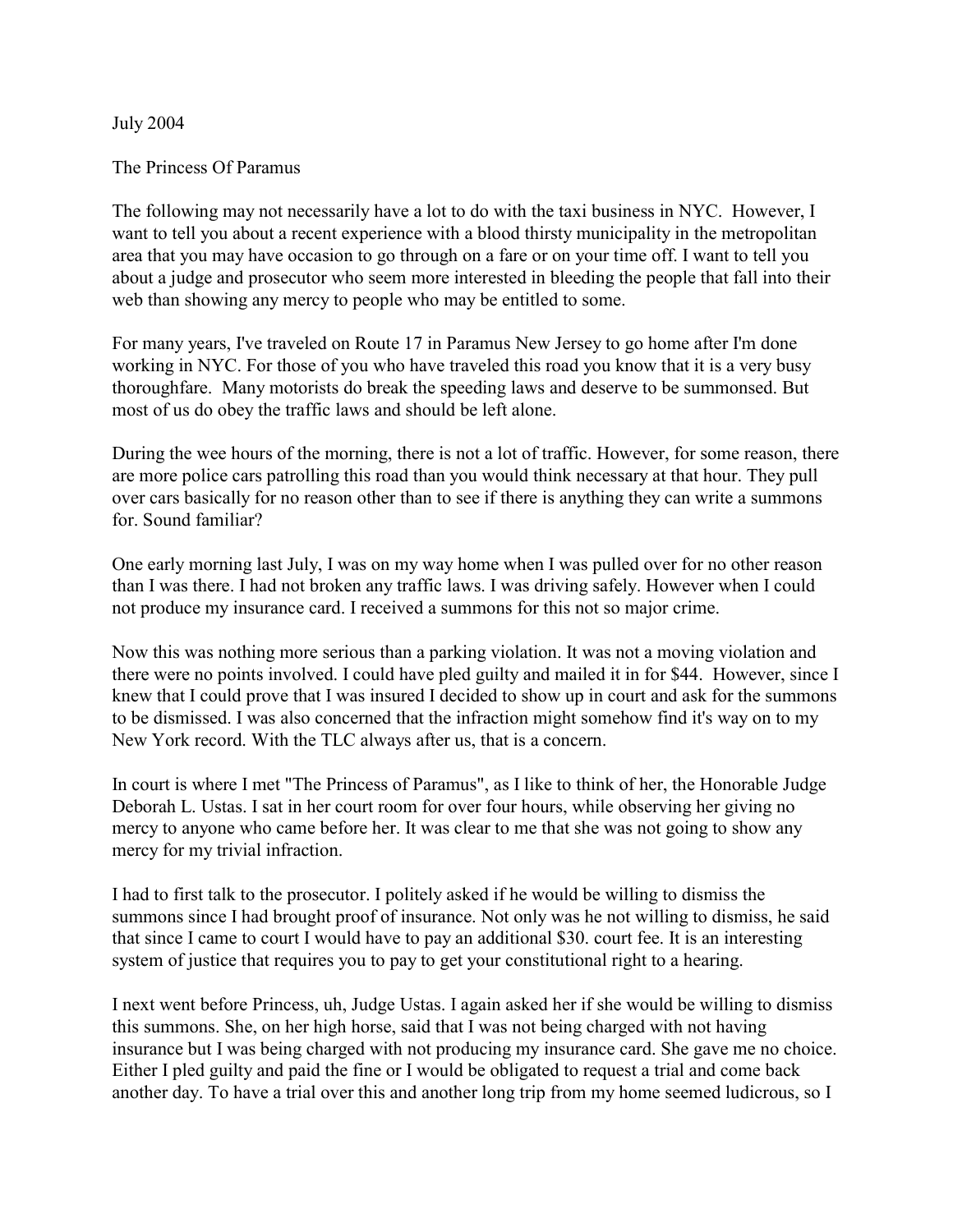July 2004

The Princess Of Paramus

The following may not necessarily have a lot to do with the taxi business in NYC. However, I want to tell you about a recent experience with a blood thirsty municipality in the metropolitan area that you may have occasion to go through on a fare or on your time off. I want to tell you about a judge and prosecutor who seem more interested in bleeding the people that fall into their web than showing any mercy to people who may be entitled to some.

For many years, I've traveled on Route 17 in Paramus New Jersey to go home after I'm done working in NYC. For those of you who have traveled this road you know that it is a very busy thoroughfare. Many motorists do break the speeding laws and deserve to be summonsed. But most of us do obey the traffic laws and should be left alone.

During the wee hours of the morning, there is not a lot of traffic. However, for some reason, there are more police cars patrolling this road than you would think necessary at that hour. They pull over cars basically for no reason other than to see if there is anything they can write a summons for. Sound familiar?

One early morning last July, I was on my way home when I was pulled over for no other reason than I was there. I had not broken any traffic laws. I was driving safely. However when I could not produce my insurance card. I received a summons for this not so major crime.

Now this was nothing more serious than a parking violation. It was not a moving violation and there were no points involved. I could have pled guilty and mailed it in for $44. However, since I knew that I could prove that I was insured I decided to show up in court and ask for the summons to be dismissed. I was also concerned that the infraction might somehow find it's way on to my New York record. With the TLC always after us, that is a concern.

In court is where I met "The Princess of Paramus", as I like to think of her, the Honorable Judge Deborah L. Ustas. I sat in her court room for over four hours, while observing her giving no mercy to anyone who came before her. It was clear to me that she was not going to show any mercy for my trivial infraction.

I had to first talk to the prosecutor. I politely asked if he would be willing to dismiss the summons since I had brought proof of insurance. Not only was he not willing to dismiss, he said that since I came to court I would have to pay an additional $30. court fee. It is an interesting system of justice that requires you to pay to get your constitutional right to a hearing.

I next went before Princess, uh, Judge Ustas. I again asked her if she would be willing to dismiss this summons. She, on her high horse, said that I was not being charged with not having insurance but I was being charged with not producing my insurance card. She gave me no choice. Either I pled guilty and paid the fine or I would be obligated to request a trial and come back another day. To have a trial over this and another long trip from my home seemed ludicrous, so I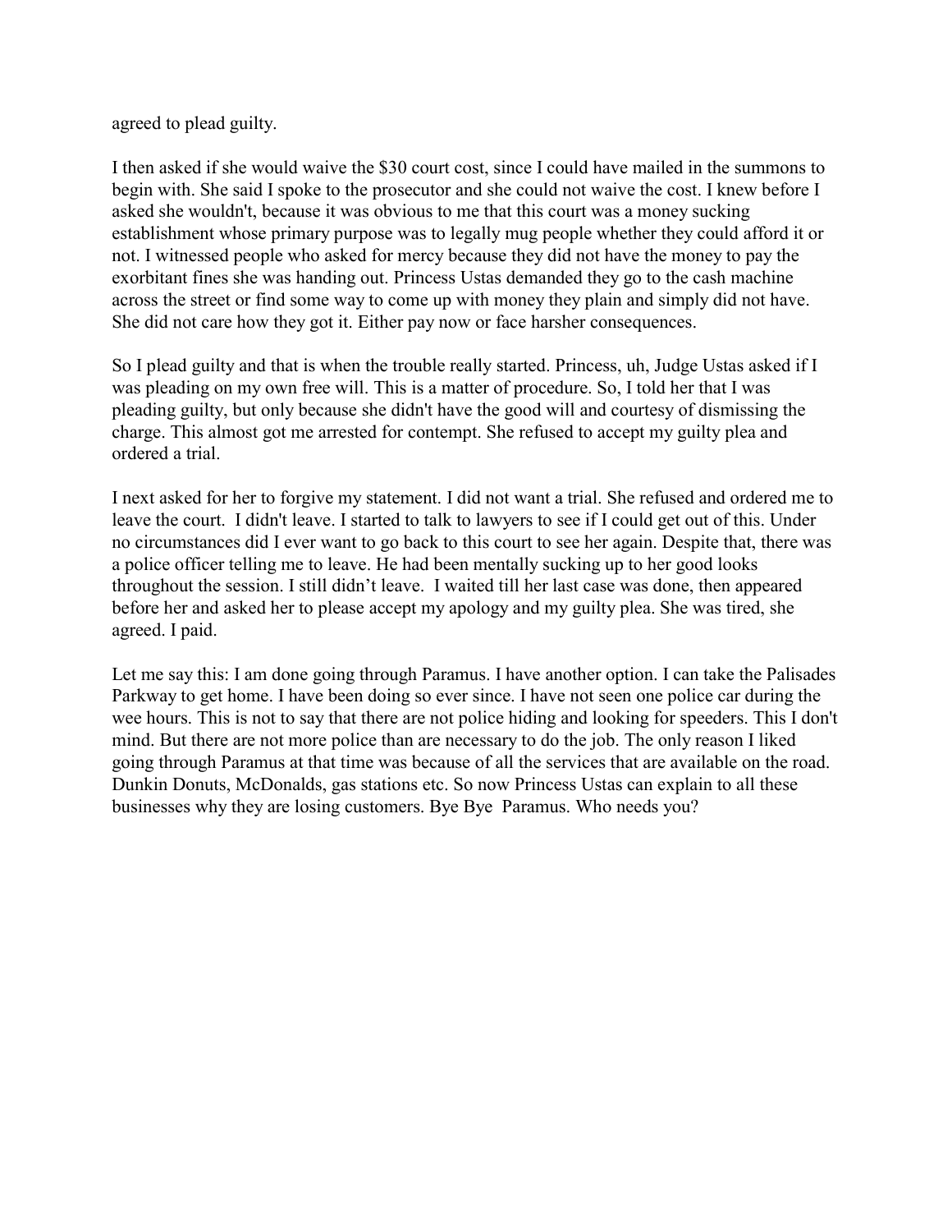agreed to plead guilty.

I then asked if she would waive the $30 court cost, since I could have mailed in the summons to begin with. She said I spoke to the prosecutor and she could not waive the cost. I knew before I asked she wouldn't, because it was obvious to me that this court was a money sucking establishment whose primary purpose was to legally mug people whether they could afford it or not. I witnessed people who asked for mercy because they did not have the money to pay the exorbitant fines she was handing out. Princess Ustas demanded they go to the cash machine across the street or find some way to come up with money they plain and simply did not have. She did not care how they got it. Either pay now or face harsher consequences.

So I plead guilty and that is when the trouble really started. Princess, uh, Judge Ustas asked if I was pleading on my own free will. This is a matter of procedure. So, I told her that I was pleading guilty, but only because she didn't have the good will and courtesy of dismissing the charge. This almost got me arrested for contempt. She refused to accept my guilty plea and ordered a trial.

I next asked for her to forgive my statement. I did not want a trial. She refused and ordered me to leave the court. I didn't leave. I started to talk to lawyers to see if I could get out of this. Under no circumstances did I ever want to go back to this court to see her again. Despite that, there was a police officer telling me to leave. He had been mentally sucking up to her good looks throughout the session. I still didn't leave. I waited till her last case was done, then appeared before her and asked her to please accept my apology and my guilty plea. She was tired, she agreed. I paid.

Let me say this: I am done going through Paramus. I have another option. I can take the Palisades Parkway to get home. I have been doing so ever since. I have not seen one police car during the wee hours. This is not to say that there are not police hiding and looking for speeders. This I don't mind. But there are not more police than are necessary to do the job. The only reason I liked going through Paramus at that time was because of all the services that are available on the road. Dunkin Donuts, McDonalds, gas stations etc. So now Princess Ustas can explain to all these businesses why they are losing customers. Bye Bye Paramus. Who needs you?